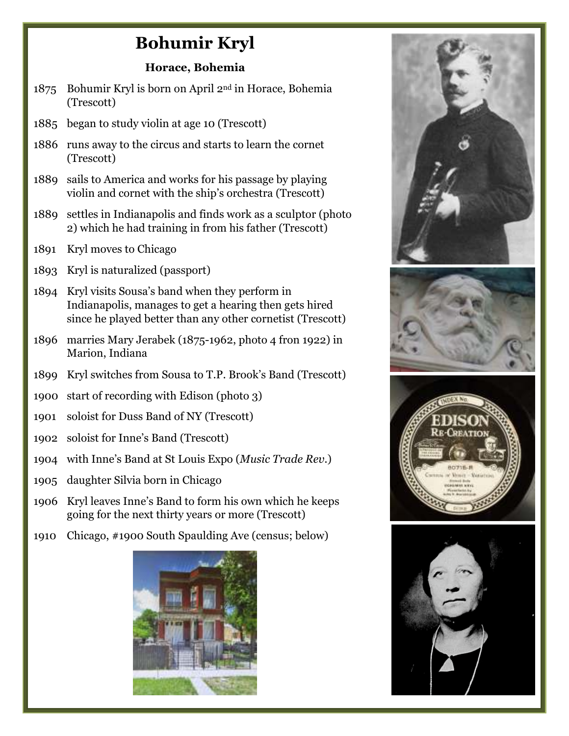# Bohumir Kryl

### Horace, Bohemia

1875 Bohumir Kryl is born on April 2nd in Horace, Bohemia (Trescott)

1885 began to study violin at age 10 (Trescott)

1886 runs away to the circus and starts to learn the cornet (Trescott)

1889 sails to America and works for his passage by playing violin and cornet with the ship's orchestra (Trescott)

1889 settles in Indianapolis and finds work as a sculptor (photo 2) which he had training in from his father (Trescott)

1891 Kryl moves to Chicago

1893 Kryl is naturalized (passport)

1894 Kryl visits Sousa's band when they perform in Indianapolis, manages to get a hearing then gets hired since he played better than any other cornetist (Trescott)

1896 marries Mary Jerabek (1875-1962, photo 4 fron 1922) in Marion, Indiana

1899 Kryl switches from Sousa to T.P. Brook's Band (Trescott)

1900 start of recording with Edison (photo 3)

1901 soloist for Duss Band of NY (Trescott)

1902 soloist for Inne's Band (Trescott)

1904 with Inne's Band at St Louis Expo (*Music Trade Rev.*)

1905 daughter Silvia born in Chicago

1906 Kryl leaves Inne's Band to form his own which he keeps going for the next thirty years or more (Trescott)

1910 Chicago, #1900 South Spaulding Ave (census; below)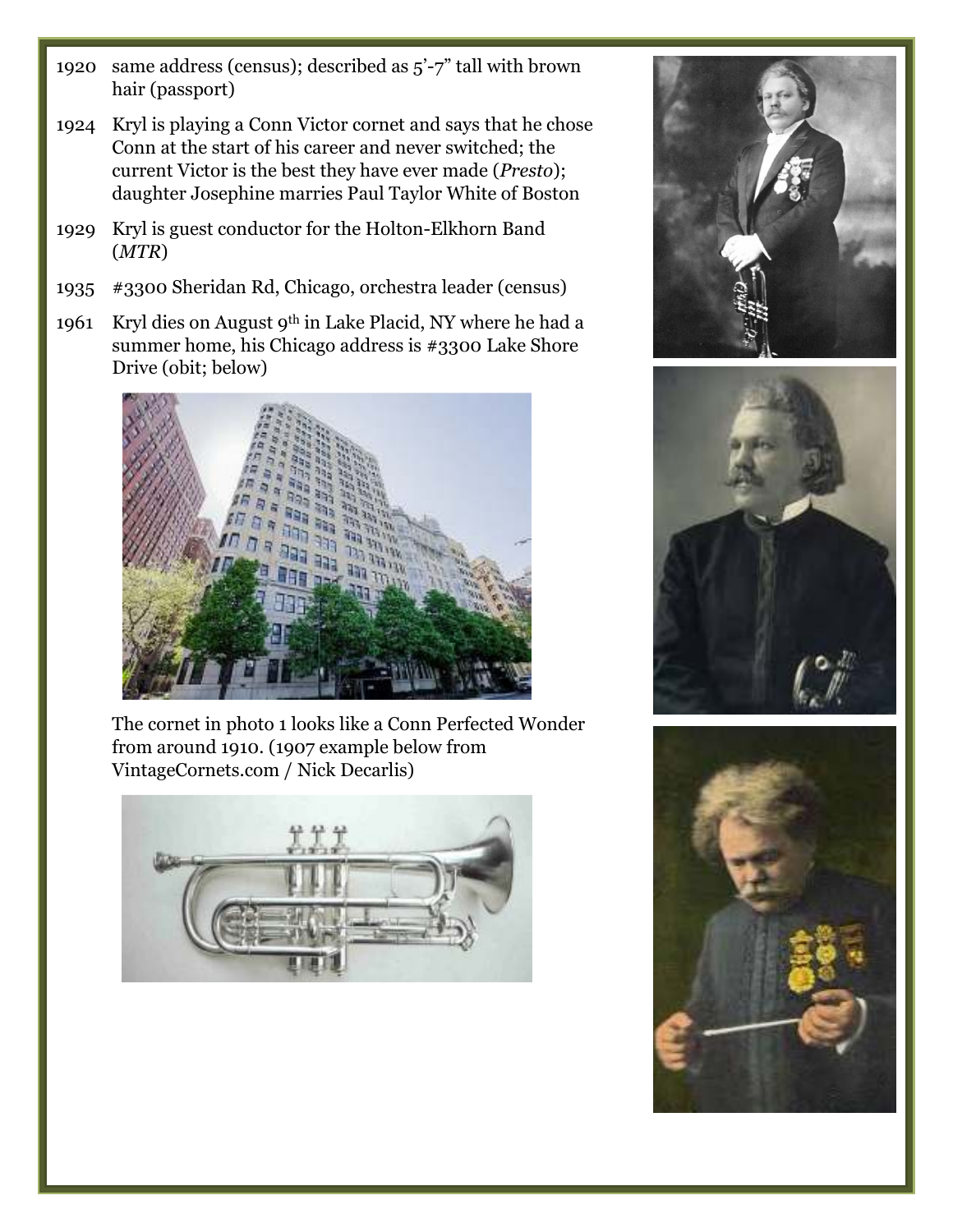1920 same address (census); described as 5'-7" tall with brown hair (passport)

1924 Kryl is playing a Conn Victor cornet and says that he chose Conn at the start of his career and never switched; the current Victor is the best they have ever made (*Presto*); daughter Josephine marries Paul Taylor White of Boston

1929 Kryl is guest conductor for the Holton-Elkhorn Band (*MTR*)

1935 #3300 Sheridan Rd, Chicago, orchestra leader (census)

1961 Kryl dies on August 9th in Lake Placid, NY where he had a summer home, his Chicago address is #3300 Lake Shore Drive (obit; below)

The cornet in photo 1 looks like a Conn Perfected Wonder from around 1910. (1907 example below from VintageCornets.com / Nick Decarlis)